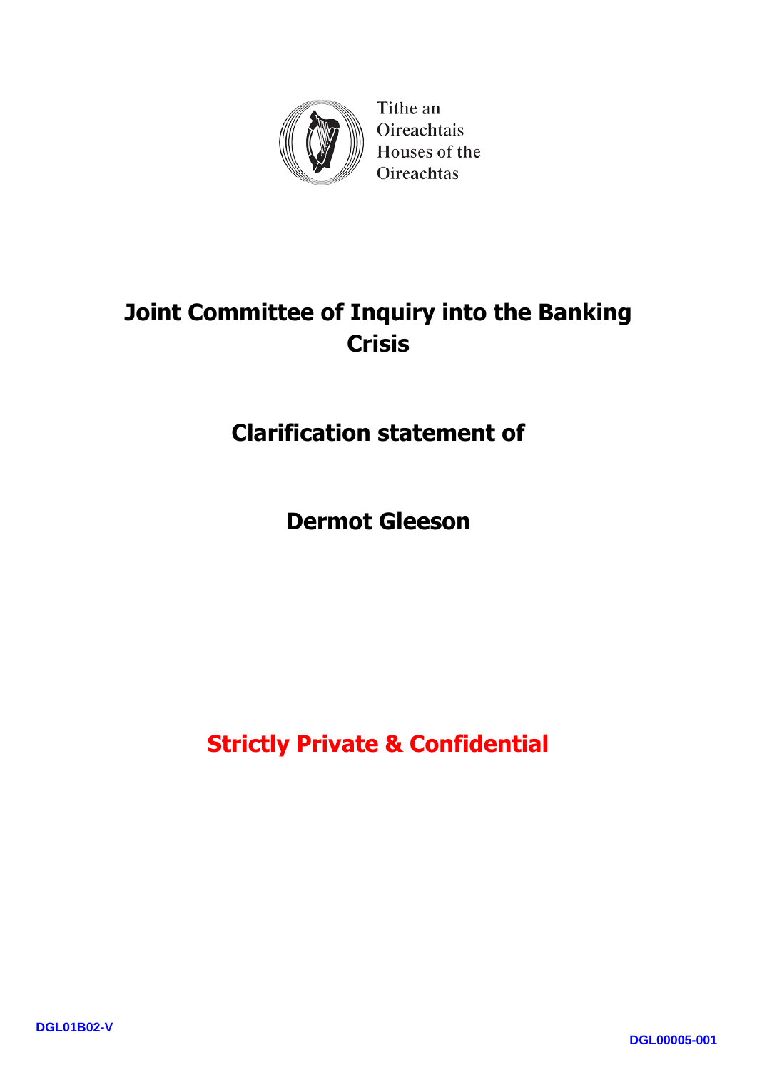Tithe an Oireachtais
Houses of the Oireachtas

# Joint Committee of Inquiry into the Banking Crisis

## Clarification statement of

## Dermot Gleeson

**Strictly Private & Confidential**

DGL01B02-V

DGL00005-001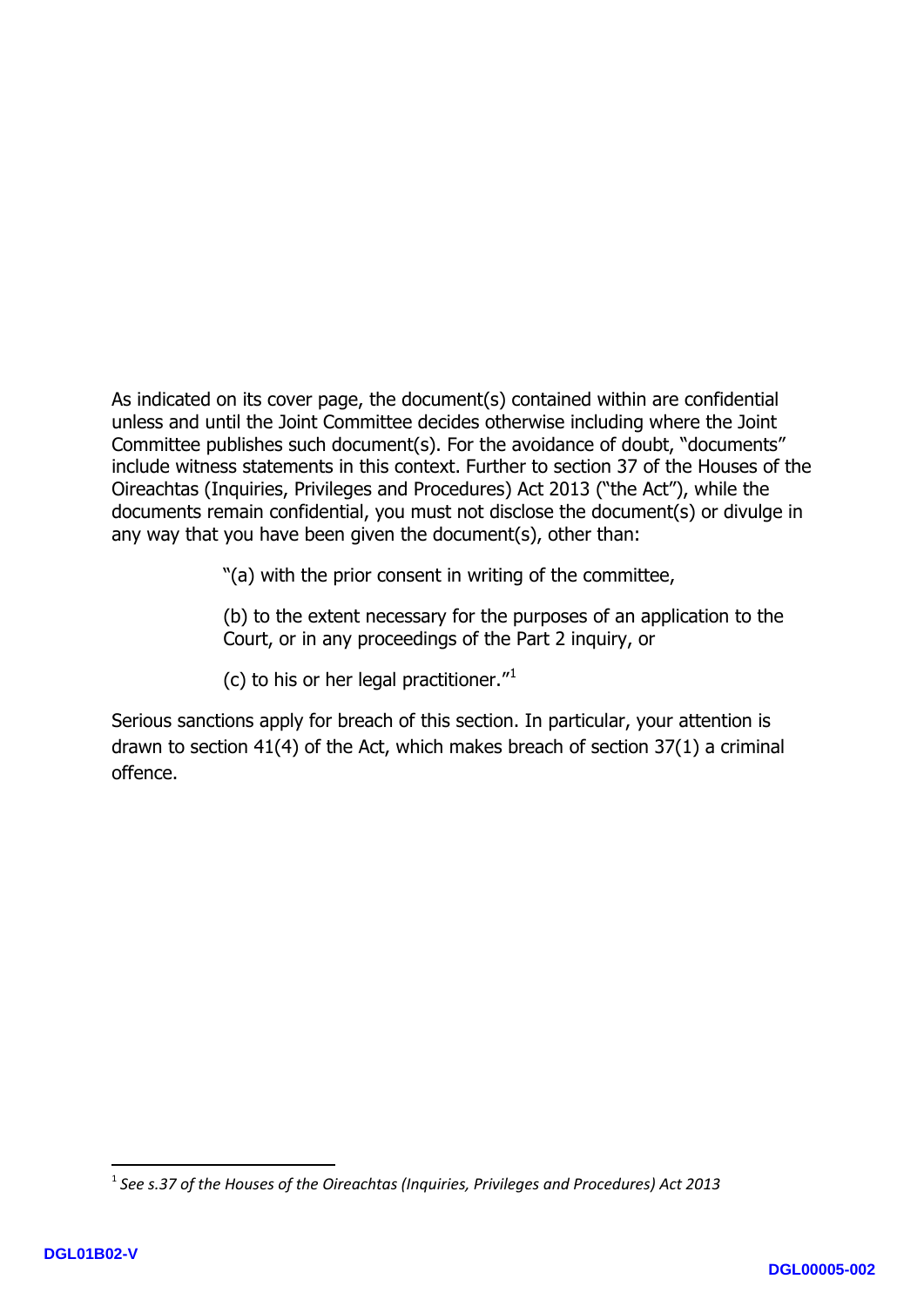As indicated on its cover page, the document(s) contained within are confidential unless and until the Joint Committee decides otherwise including where the Joint Committee publishes such document(s). For the avoidance of doubt, "documents" include witness statements in this context. Further to section 37 of the Houses of the Oireachtas (Inquiries, Privileges and Procedures) Act 2013 ("the Act"), while the documents remain confidential, you must not disclose the document(s) or divulge in any way that you have been given the document(s), other than:

> "(a) with the prior consent in writing of the committee,
>
> (b) to the extent necessary for the purposes of an application to the Court, or in any proceedings of the Part 2 inquiry, or
>
> (c) to his or her legal practitioner."[1]

Serious sanctions apply for breach of this section. In particular, your attention is drawn to section 41(4) of the Act, which makes breach of section 37(1) a criminal offence.

---

[1] *See s.37 of the Houses of the Oireachtas (Inquiries, Privileges and Procedures) Act 2013*

DGL01B02-V

DGL00005-002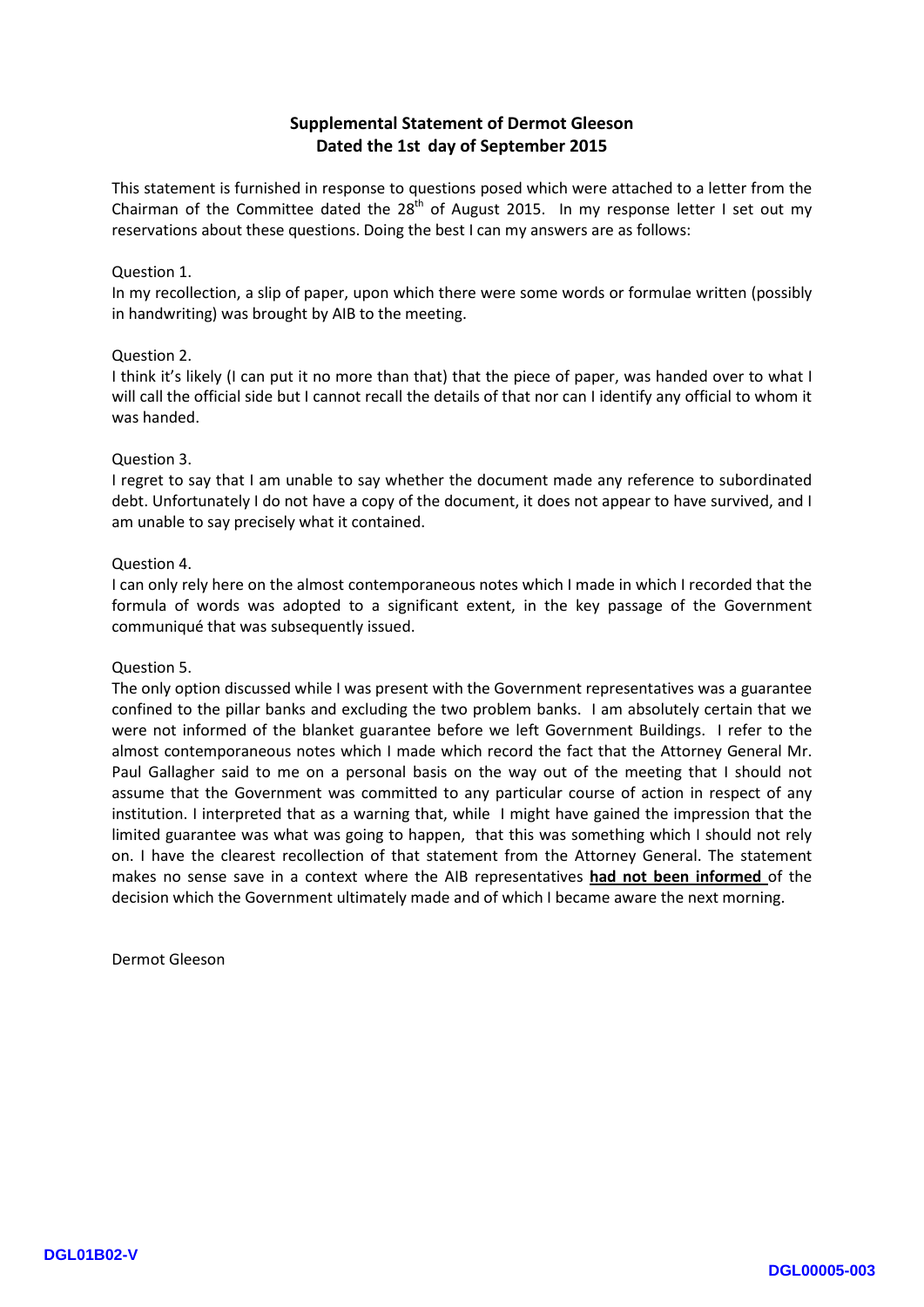**Supplemental Statement of Dermot Gleeson**
**Dated the 1st day of September 2015**

This statement is furnished in response to questions posed which were attached to a letter from the Chairman of the Committee dated the 28th of August 2015. In my response letter I set out my reservations about these questions. Doing the best I can my answers are as follows:

Question 1.
In my recollection, a slip of paper, upon which there were some words or formulae written (possibly in handwriting) was brought by AIB to the meeting.

Question 2.
I think it's likely (I can put it no more than that) that the piece of paper, was handed over to what I will call the official side but I cannot recall the details of that nor can I identify any official to whom it was handed.

Question 3.
I regret to say that I am unable to say whether the document made any reference to subordinated debt. Unfortunately I do not have a copy of the document, it does not appear to have survived, and I am unable to say precisely what it contained.

Question 4.
I can only rely here on the almost contemporaneous notes which I made in which I recorded that the formula of words was adopted to a significant extent, in the key passage of the Government communiqué that was subsequently issued.

Question 5.
The only option discussed while I was present with the Government representatives was a guarantee confined to the pillar banks and excluding the two problem banks. I am absolutely certain that we were not informed of the blanket guarantee before we left Government Buildings. I refer to the almost contemporaneous notes which I made which record the fact that the Attorney General Mr. Paul Gallagher said to me on a personal basis on the way out of the meeting that I should not assume that the Government was committed to any particular course of action in respect of any institution. I interpreted that as a warning that, while I might have gained the impression that the limited guarantee was what was going to happen, that this was something which I should not rely on. I have the clearest recollection of that statement from the Attorney General. The statement makes no sense save in a context where the AIB representatives **<u>had not been informed</u>** of the decision which the Government ultimately made and of which I became aware the next morning.

Dermot Gleeson

DGL01B02-V

DGL00005-003